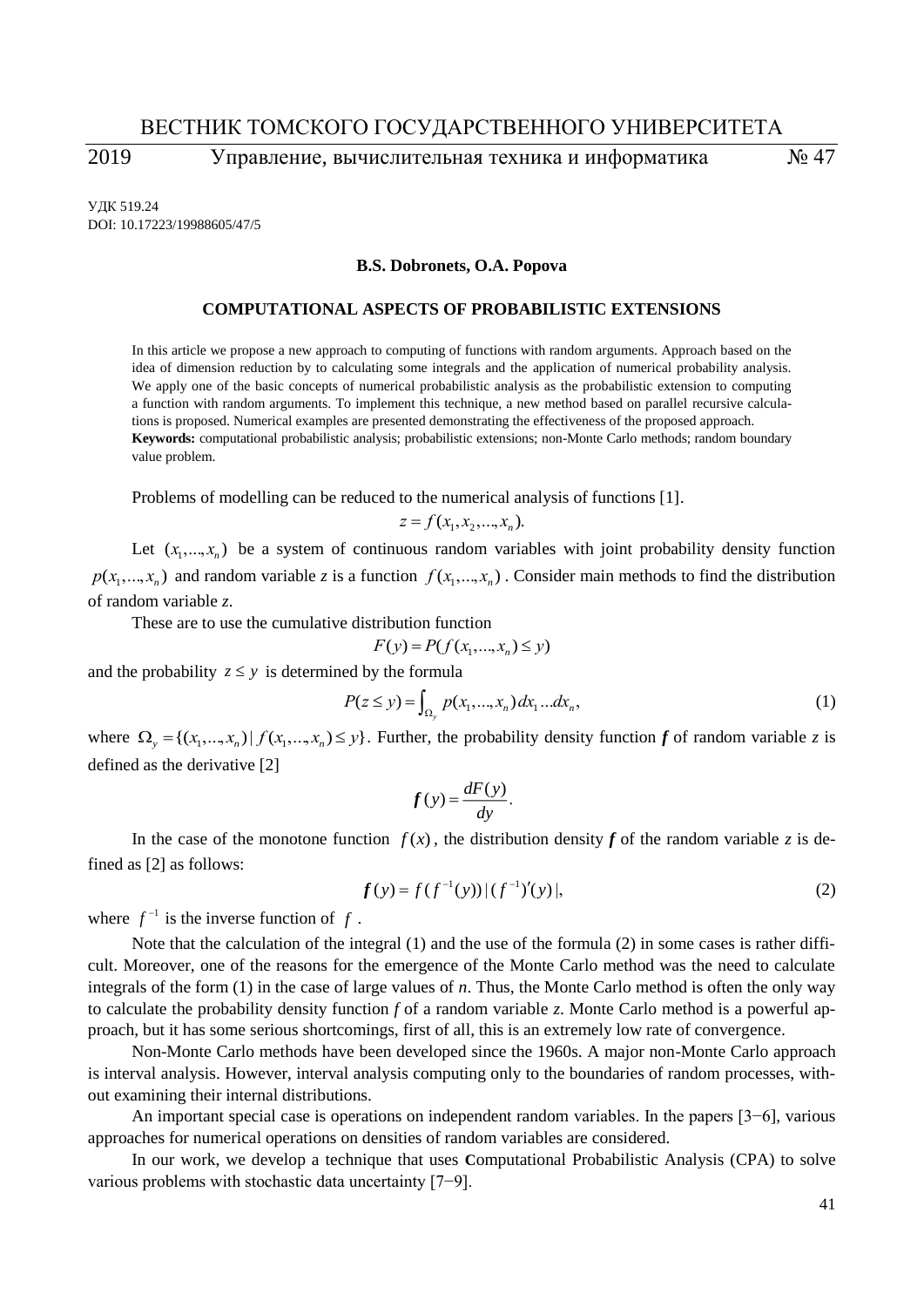УДК 519.24
DOI: 10.17223/19988605/47/5

**B.S. Dobronets, O.A. Popova**

# COMPUTATIONAL ASPECTS OF PROBABILISTIC EXTENSIONS

In this article we propose a new approach to computing of functions with random arguments. Approach based on the idea of dimension reduction by to calculating some integrals and the application of numerical probability analysis. We apply one of the basic concepts of numerical probabilistic analysis as the probabilistic extension to computing a function with random arguments. To implement this technique, a new method based on parallel recursive calculations is proposed. Numerical examples are presented demonstrating the effectiveness of the proposed approach.

**Keywords:** computational probabilistic analysis; probabilistic extensions; non-Monte Carlo methods; random boundary value problem.

Problems of modelling can be reduced to the numerical analysis of functions [1].

$$z = f(x_1, x_2, \dots, x_n).$$

Let $(x_1, \dots, x_n)$ be a system of continuous random variables with joint probability density function $p(x_1, \dots, x_n)$ and random variable *z* is a function $f(x_1, \dots, x_n)$. Consider main methods to find the distribution of random variable *z*.

These are to use the cumulative distribution function

$$F(y) = P(f(x_1, \dots, x_n) \le y)$$

and the probability $z \le y$ is determined by the formula

$$P(z \le y) = \int_{\Omega_y} p(x_1, \dots, x_n)\, dx_1 \dots dx_n, \tag{1}$$

where $\Omega_y = \{(x_1, \dots, x_n) \mid f(x_1, \dots, x_n) \le y\}$. Further, the probability density function $\boldsymbol{f}$ of random variable *z* is defined as the derivative [2]

$$\boldsymbol{f}(y) = \frac{dF(y)}{dy}.$$

In the case of the monotone function $f(x)$, the distribution density $\boldsymbol{f}$ of the random variable *z* is defined as [2] as follows:

$$\boldsymbol{f}(y) = f(f^{-1}(y))\,|(f^{-1})'(y)|, \tag{2}$$

where $f^{-1}$ is the inverse function of $f$.

Note that the calculation of the integral (1) and the use of the formula (2) in some cases is rather difficult. Moreover, one of the reasons for the emergence of the Monte Carlo method was the need to calculate integrals of the form (1) in the case of large values of *n*. Thus, the Monte Carlo method is often the only way to calculate the probability density function *f* of a random variable *z*. Monte Carlo method is a powerful approach, but it has some serious shortcomings, first of all, this is an extremely low rate of convergence.

Non-Monte Carlo methods have been developed since the 1960s. A major non-Monte Carlo approach is interval analysis. However, interval analysis computing only to the boundaries of random processes, without examining their internal distributions.

An important special case is operations on independent random variables. In the papers [3−6], various approaches for numerical operations on densities of random variables are considered.

In our work, we develop a technique that uses **C**omputational Probabilistic Analysis (CPA) to solve various problems with stochastic data uncertainty [7−9].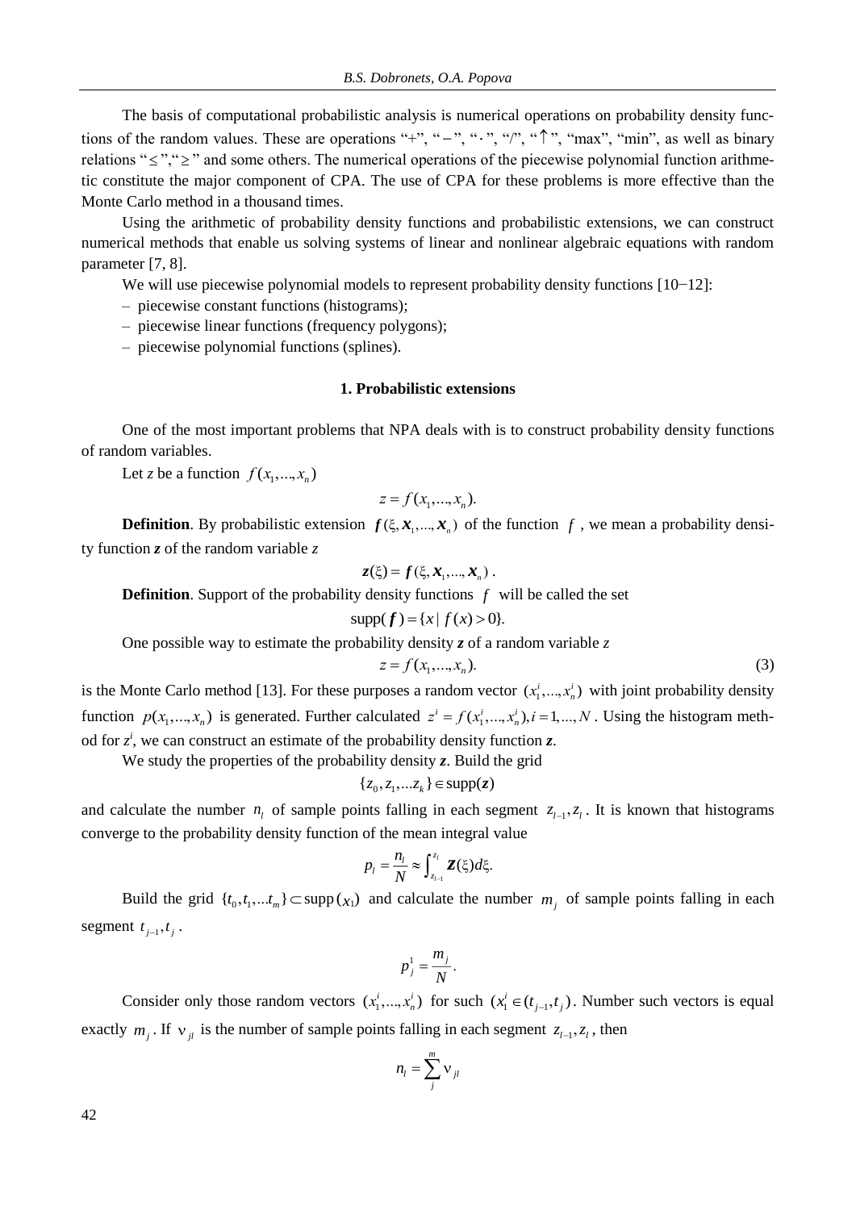The basis of computational probabilistic analysis is numerical operations on probability density functions of the random values. These are operations "+", "−", "·", "/", "↑", "max", "min", as well as binary relations "≤","≥" and some others. The numerical operations of the piecewise polynomial function arithmetic constitute the major component of CPA. The use of CPA for these problems is more effective than the Monte Carlo method in a thousand times.

Using the arithmetic of probability density functions and probabilistic extensions, we can construct numerical methods that enable us solving systems of linear and nonlinear algebraic equations with random parameter [7, 8].

We will use piecewise polynomial models to represent probability density functions [10−12]:

– piecewise constant functions (histograms);
– piecewise linear functions (frequency polygons);
– piecewise polynomial functions (splines).

## 1. Probabilistic extensions

One of the most important problems that NPA deals with is to construct probability density functions of random variables.

Let $z$ be a function $f(x_1,...,x_n)$

$$z = f(x_1,...,x_n).$$

**Definition**. By probabilistic extension $\boldsymbol{f}(\xi, \boldsymbol{x}_1,..., \boldsymbol{x}_n)$ of the function $f$, we mean a probability density function $\boldsymbol{z}$ of the random variable $z$

$$\boldsymbol{z}(\xi) = \boldsymbol{f}(\xi, \boldsymbol{x}_1,..., \boldsymbol{x}_n).$$

**Definition**. Support of the probability density functions $f$ will be called the set

$$\text{supp}(\boldsymbol{f}) = \{x \mid f(x) > 0\}.$$

One possible way to estimate the probability density $\boldsymbol{z}$ of a random variable $z$

$$z = f(x_1,...,x_n). \tag{3}$$

is the Monte Carlo method [13]. For these purposes a random vector $(x_1^i,...,x_n^i)$ with joint probability density function $p(x_1,...,x_n)$ is generated. Further calculated $z^i = f(x_1^i,...,x_n^i), i = 1,...,N$. Using the histogram method for $z^i$, we can construct an estimate of the probability density function $\boldsymbol{z}$.

We study the properties of the probability density $\boldsymbol{z}$. Build the grid

$$\{z_0, z_1,...z_k\} \in \text{supp}(\boldsymbol{z})$$

and calculate the number $n_l$ of sample points falling in each segment $z_{l-1}, z_l$. It is known that histograms converge to the probability density function of the mean integral value

$$p_l = \frac{n_l}{N} \approx \int_{z_{l-1}}^{z_l} \boldsymbol{Z}(\xi) d\xi.$$

Build the grid $\{t_0, t_1,...t_m\} \subset \text{supp}(x_1)$ and calculate the number $m_j$ of sample points falling in each segment $t_{j-1}, t_j$.

$$p_j^1 = \frac{m_j}{N}.$$

Consider only those random vectors $(x_1^i,...,x_n^i)$ for such $(x_1^i \in (t_{j-1}, t_j)$. Number such vectors is equal exactly $m_j$. If $\nu_{jl}$ is the number of sample points falling in each segment $z_{l-1}, z_l$, then

$$n_l = \sum_{j}^{m} \nu_{jl}$$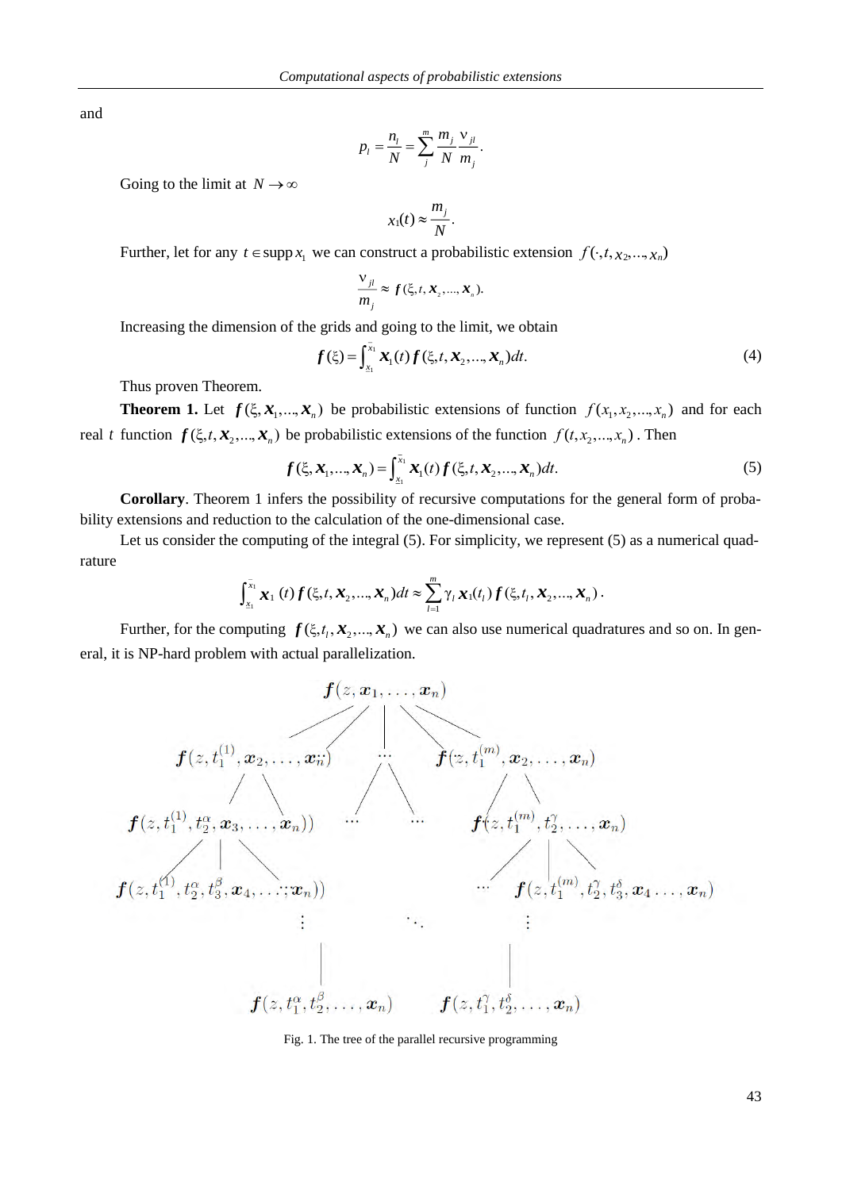and

$$p_l = \frac{n_l}{N} = \sum_j^m \frac{m_j}{N} \frac{\nu_{jl}}{m_j}.$$

Going to the limit at $N \to \infty$

$$x_1(t) \approx \frac{m_j}{N}.$$

Further, let for any $t \in \operatorname{supp} x_1$ we can construct a probabilistic extension $f(\cdot, t, x_2, ..., x_n)$

$$\frac{\nu_{jl}}{m_j} \approx \boldsymbol{f}(\xi, t, \boldsymbol{x}_2, ..., \boldsymbol{x}_n).$$

Increasing the dimension of the grids and going to the limit, we obtain

$$\boldsymbol{f}(\xi) = \int_{\underline{x}_1}^{\bar{x}_1} \boldsymbol{x}_1(t) \boldsymbol{f}(\xi, t, \boldsymbol{x}_2, ..., \boldsymbol{x}_n) dt. \tag{4}$$

Thus proven Theorem.

**Theorem 1.** Let $\boldsymbol{f}(\xi, \boldsymbol{x}_1, ..., \boldsymbol{x}_n)$ be probabilistic extensions of function $f(x_1, x_2, ..., x_n)$ and for each real $t$ function $\boldsymbol{f}(\xi, t, \boldsymbol{x}_2, ..., \boldsymbol{x}_n)$ be probabilistic extensions of the function $f(t, x_2, ..., x_n)$. Then

$$\boldsymbol{f}(\xi, \boldsymbol{x}_1, ..., \boldsymbol{x}_n) = \int_{\underline{x}_1}^{\bar{x}_1} \boldsymbol{x}_1(t) \boldsymbol{f}(\xi, t, \boldsymbol{x}_2, ..., \boldsymbol{x}_n) dt. \tag{5}$$

**Corollary**. Theorem 1 infers the possibility of recursive computations for the general form of probability extensions and reduction to the calculation of the one-dimensional case.

Let us consider the computing of the integral (5). For simplicity, we represent (5) as a numerical quadrature

$$\int_{\underline{x}_1}^{\bar{x}_1} \boldsymbol{x}_1(t) \boldsymbol{f}(\xi, t, \boldsymbol{x}_2, ..., \boldsymbol{x}_n) dt \approx \sum_{l=1}^{m} \gamma_l \boldsymbol{x}_1(t_l) \boldsymbol{f}(\xi, t_l, \boldsymbol{x}_2, ..., \boldsymbol{x}_n).$$

Further, for the computing $\boldsymbol{f}(\xi, t_l, \boldsymbol{x}_2, ..., \boldsymbol{x}_n)$ we can also use numerical quadratures and so on. In general, it is NP-hard problem with actual parallelization.

Fig. 1. The tree of the parallel recursive programming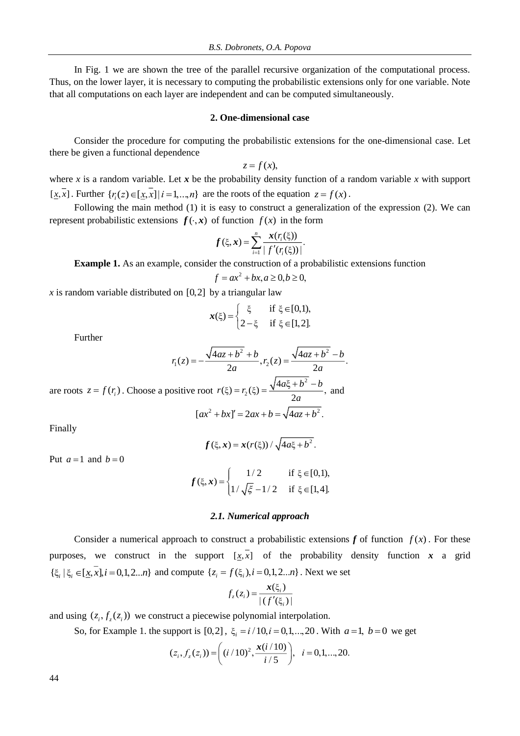In Fig. 1 we are shown the tree of the parallel recursive organization of the computational process. Thus, on the lower layer, it is necessary to computing the probabilistic extensions only for one variable. Note that all computations on each layer are independent and can be computed simultaneously.

## 2. One-dimensional case

Consider the procedure for computing the probabilistic extensions for the one-dimensional case. Let there be given a functional dependence

$$z = f(x),$$

where *x* is a random variable. Let $\boldsymbol{x}$ be the probability density function of a random variable *x* with support $[\underline{x}, \overline{x}]$. Further $\{r_i(z) \in [\underline{x}, \overline{x}] \mid i = 1, \ldots, n\}$ are the roots of the equation $z = f(x)$.

Following the main method (1) it is easy to construct a generalization of the expression (2). We can represent probabilistic extensions $\boldsymbol{f}(\cdot, \boldsymbol{x})$ of function $f(x)$ in the form

$$\boldsymbol{f}(\xi, \boldsymbol{x}) = \sum_{i=1}^{n} \frac{\boldsymbol{x}(r_i(\xi))}{|f'(r_i(\xi))|}.$$

**Example 1.** As an example, consider the construction of a probabilistic extensions function

$$f = ax^2 + bx, a \geq 0, b \geq 0,$$

*x* is random variable distributed on $[0,2]$ by a triangular law

$$\boldsymbol{x}(\xi) = \begin{cases} \xi & \text{if } \xi \in [0,1), \\ 2 - \xi & \text{if } \xi \in [1,2]. \end{cases}$$

Further

$$r_1(z) = -\frac{\sqrt{4az + b^2} + b}{2a}, r_2(z) = \frac{\sqrt{4az + b^2} - b}{2a}.$$

are roots $z = f(r_i)$. Choose a positive root $r(\xi) = r_2(\xi) = \dfrac{\sqrt{4a\xi + b^2} - b}{2a}$, and

$$[ax^2 + bx]' = 2ax + b = \sqrt{4az + b^2}.$$

Finally

$$\boldsymbol{f}(\xi, \boldsymbol{x}) = \boldsymbol{x}(r(\xi)) / \sqrt{4a\xi + b^2}.$$

Put $a = 1$ and $b = 0$

$$\boldsymbol{f}(\xi, \boldsymbol{x}) = \begin{cases} 1/2 & \text{if } \xi \in [0,1), \\ 1/\sqrt{\xi} - 1/2 & \text{if } \xi \in [1,4]. \end{cases}$$

### *2.1. Numerical approach*

Consider a numerical approach to construct a probabilistic extensions $\boldsymbol{f}$ of function $f(x)$. For these purposes, we construct in the support $[\underline{x}, \overline{x}]$ of the probability density function $\boldsymbol{x}$ a grid $\{\xi_i \mid \xi_i \in [\underline{x}, \overline{x}], i = 0,1,2\ldots n\}$ and compute $\{z_i = f(\xi_i), i = 0,1,2\ldots n\}$. Next we set

$$f_z(z_i) = \frac{\boldsymbol{x}(\xi_i)}{|(f'(\xi_i)|}$$

and using $(z_i, f_z(z_i))$ we construct a piecewise polynomial interpolation.

So, for Example 1. the support is $[0,2]$, $\xi_i = i/10, i = 0,1,\ldots,20$. With $a = 1$, $b = 0$ we get

$$(z_i, f_z(z_i)) = \left( (i/10)^2, \frac{\boldsymbol{x}(i/10)}{i/5} \right), \quad i = 0,1,\ldots,20.$$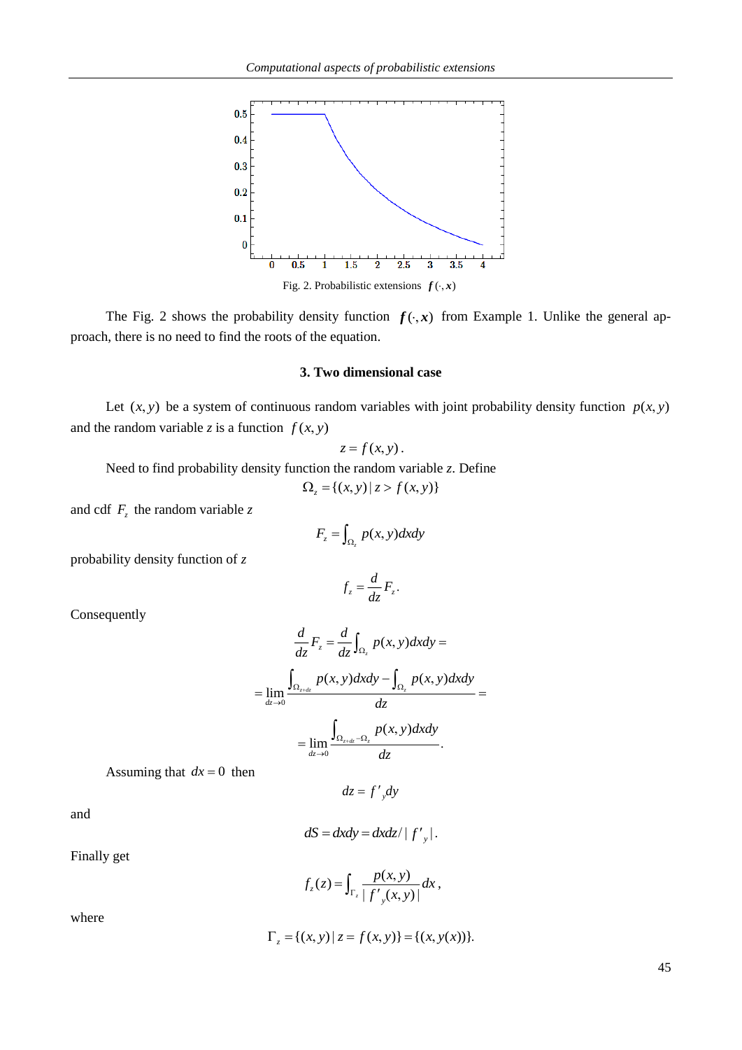Fig. 2. Probabilistic extensions $f(\cdot, x)$

The Fig. 2 shows the probability density function $f(\cdot, x)$ from Example 1. Unlike the general approach, there is no need to find the roots of the equation.

### 3. Two dimensional case

Let $(x, y)$ be a system of continuous random variables with joint probability density function $p(x, y)$ and the random variable *z* is a function $f(x, y)$

$$z = f(x, y).$$

Need to find probability density function the random variable *z*. Define

$$\Omega_z = \{(x, y) \mid z > f(x, y)\}$$

and cdf $F_z$ the random variable *z*

$$F_z = \int_{\Omega_z} p(x, y) dx dy$$

probability density function of *z*

$$f_z = \frac{d}{dz} F_z.$$

Consequently

$$\frac{d}{dz} F_z = \frac{d}{dz} \int_{\Omega_z} p(x, y) dx dy =$$

$$= \lim_{dz \to 0} \frac{\int_{\Omega_{z+dz}} p(x, y) dx dy - \int_{\Omega_z} p(x, y) dx dy}{dz} =$$

$$= \lim_{dz \to 0} \frac{\int_{\Omega_{z+dz} - \Omega_z} p(x, y) dx dy}{dz}.$$

Assuming that $dx = 0$ then

$$dz = f'_y dy$$

and

$$dS = dx dy = dx dz / |f'_y|.$$

Finally get

$$f_z(z) = \int_{\Gamma_z} \frac{p(x, y)}{|f'_y(x, y)|} dx,$$

where

$$\Gamma_z = \{(x, y) \mid z = f(x, y)\} = \{(x, y(x))\}.$$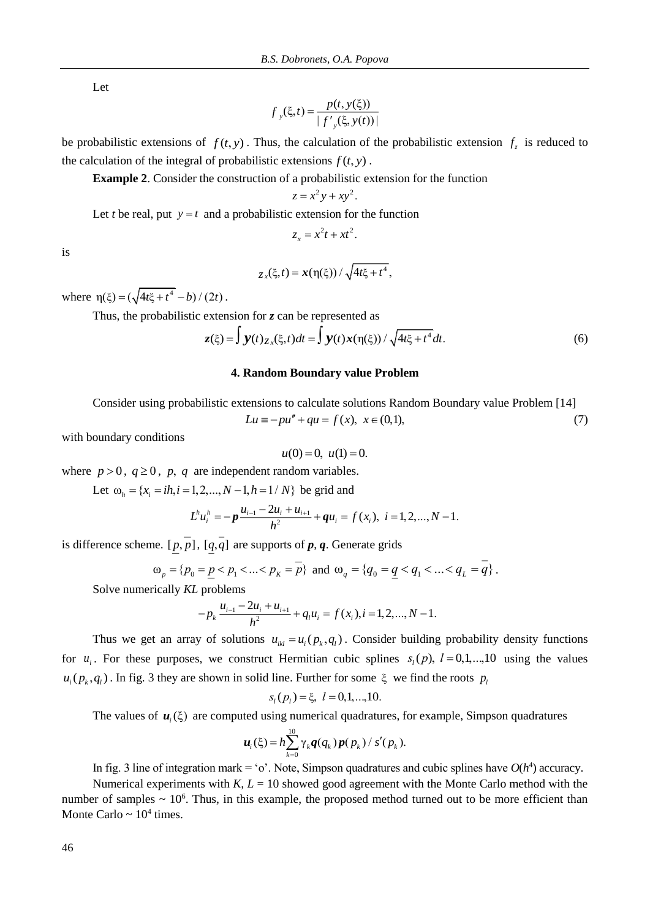Let

$$f_y(\xi, t) = \frac{p(t, y(\xi))}{|\, f'_y(\xi, y(t))\,|}$$

be probabilistic extensions of $f(t, y)$. Thus, the calculation of the probabilistic extension $f_z$ is reduced to the calculation of the integral of probabilistic extensions $f(t, y)$.

**Example 2**. Consider the construction of a probabilistic extension for the function

$$z = x^2 y + xy^2.$$

Let *t* be real, put $y = t$ and a probabilistic extension for the function

$$z_x = x^2 t + xt^2.$$

is

$$z_x(\xi, t) = \boldsymbol{x}(\eta(\xi)) / \sqrt{4t\xi + t^4},$$

where $\eta(\xi) = (\sqrt{4t\xi + t^4} - b) / (2t)$.

Thus, the probabilistic extension for $\boldsymbol{z}$ can be represented as

$$\boldsymbol{z}(\xi) = \int \boldsymbol{y}(t) z_x(\xi, t) dt = \int \boldsymbol{y}(t) \boldsymbol{x}(\eta(\xi)) / \sqrt{4t\xi + t^4} dt. \tag{6}$$

## 4. Random Boundary value Problem

Consider using probabilistic extensions to calculate solutions Random Boundary value Problem [14]

$$Lu \equiv -pu'' + qu = f(x), \ x \in (0,1), \tag{7}$$

with boundary conditions

$$u(0) = 0, \ u(1) = 0.$$

where $p > 0$, $q \geq 0$, $p$, $q$ are independent random variables.

Let $\omega_h = \{x_i = ih, i = 1, 2, ..., N-1, h = 1/N\}$ be grid and

$$L^h u_i^h = -\boldsymbol{p} \frac{u_{i-1} - 2u_i + u_{i+1}}{h^2} + \boldsymbol{q} u_i = f(x_i), \ i = 1, 2, ..., N-1.$$

is difference scheme. $[\underline{p}, \overline{p}]$, $[\underline{q}, \overline{q}]$ are supports of $\boldsymbol{p}$, $\boldsymbol{q}$. Generate grids

$$\omega_p = \{p_0 = \underline{p} < p_1 < ... < p_K = \overline{p}\} \text{ and } \omega_q = \{q_0 = \underline{q} < q_1 < ... < q_L = \overline{q}\}.$$

Solve numerically *KL* problems

$$-p_k \frac{u_{i-1} - 2u_i + u_{i+1}}{h^2} + q_l u_i = f(x_i), i = 1, 2, ..., N-1.$$

Thus we get an array of solutions $u_{ikl} = u_i(p_k, q_l)$. Consider building probability density functions for $u_i$. For these purposes, we construct Hermitian cubic splines $s_l(p), \ l = 0, 1, ..., 10$ using the values $u_i(p_k, q_l)$. In fig. 3 they are shown in solid line. Further for some $\xi$ we find the roots $p_l$

$$s_l(p_l) = \xi, \ l = 0, 1, ..., 10.$$

The values of $\boldsymbol{u}_i(\xi)$ are computed using numerical quadratures, for example, Simpson quadratures

$$\boldsymbol{u}_i(\xi) = h \sum_{k=0}^{10} \gamma_k \boldsymbol{q}(q_k) \boldsymbol{p}(p_k) / s'(p_k).$$

In fig. 3 line of integration mark = 'o'. Note, Simpson quadratures and cubic splines have $O(h^4)$ accuracy.

Numerical experiments with $K, L = 10$ showed good agreement with the Monte Carlo method with the number of samples ~ $10^6$. Thus, in this example, the proposed method turned out to be more efficient than Monte Carlo ~ $10^4$ times.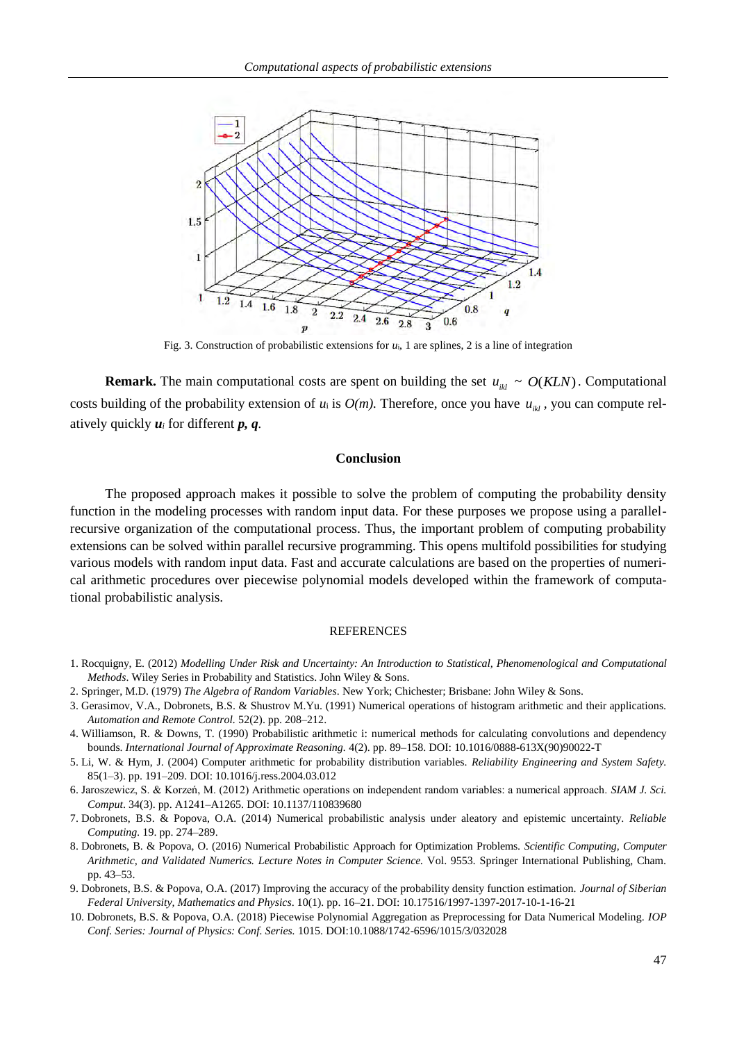Fig. 3. Construction of probabilistic extensions for $u_i$, 1 are splines, 2 is a line of integration

**Remark.** The main computational costs are spent on building the set $u_{ikl} \sim O(KLN)$. Computational costs building of the probability extension of $u_i$ is $O(m)$. Therefore, once you have $u_{ikl}$, you can compute relatively quickly $\boldsymbol{u}_i$ for different $\boldsymbol{p}, \boldsymbol{q}$.

## Conclusion

The proposed approach makes it possible to solve the problem of computing the probability density function in the modeling processes with random input data. For these purposes we propose using a parallel-recursive organization of the computational process. Thus, the important problem of computing probability extensions can be solved within parallel recursive programming. This opens multifold possibilities for studying various models with random input data. Fast and accurate calculations are based on the properties of numerical arithmetic procedures over piecewise polynomial models developed within the framework of computational probabilistic analysis.

## REFERENCES

1. Rocquigny, E. (2012) *Modelling Under Risk and Uncertainty: An Introduction to Statistical, Phenomenological and Computational Methods*. Wiley Series in Probability and Statistics. John Wiley & Sons.
2. Springer, M.D. (1979) *The Algebra of Random Variables*. New York; Chichester; Brisbane: John Wiley & Sons.
3. Gerasimov, V.A., Dobronets, B.S. & Shustrov M.Yu. (1991) Numerical operations of histogram arithmetic and their applications. *Automation and Remote Control.* 52(2). pp. 208–212.
4. Williamson, R. & Downs, T. (1990) Probabilistic arithmetic i: numerical methods for calculating convolutions and dependency bounds. *International Journal of Approximate Reasoning.* 4(2). pp. 89–158. DOI: 10.1016/0888-613X(90)90022-T
5. Li, W. & Hym, J. (2004) Computer arithmetic for probability distribution variables. *Reliability Engineering and System Safety.* 85(1–3). pp. 191–209. DOI: 10.1016/j.ress.2004.03.012
6. Jaroszewicz, S. & Korzeń, M. (2012) Arithmetic operations on independent random variables: a numerical approach. *SIAM J. Sci. Comput*. 34(3). pp. A1241–A1265. DOI: 10.1137/110839680
7. Dobronets, B.S. & Popova, O.A. (2014) Numerical probabilistic analysis under aleatory and epistemic uncertainty. *Reliable Computing.* 19. pp. 274–289.
8. Dobronets, B. & Popova, O. (2016) Numerical Probabilistic Approach for Optimization Problems. *Scientific Computing, Computer Arithmetic, and Validated Numerics. Lecture Notes in Computer Science.* Vol. 9553. Springer International Publishing, Cham. pp. 43–53.
9. Dobronets, B.S. & Popova, O.A. (2017) Improving the accuracy of the probability density function estimation. *Journal of Siberian Federal University, Mathematics and Physics*. 10(1). pp. 16–21. DOI: 10.17516/1997-1397-2017-10-1-16-21
10. Dobronets, B.S. & Popova, O.A. (2018) Piecewise Polynomial Aggregation as Preprocessing for Data Numerical Modeling. *IOP Conf. Series: Journal of Physics: Conf. Series.* 1015. DOI:10.1088/1742-6596/1015/3/032028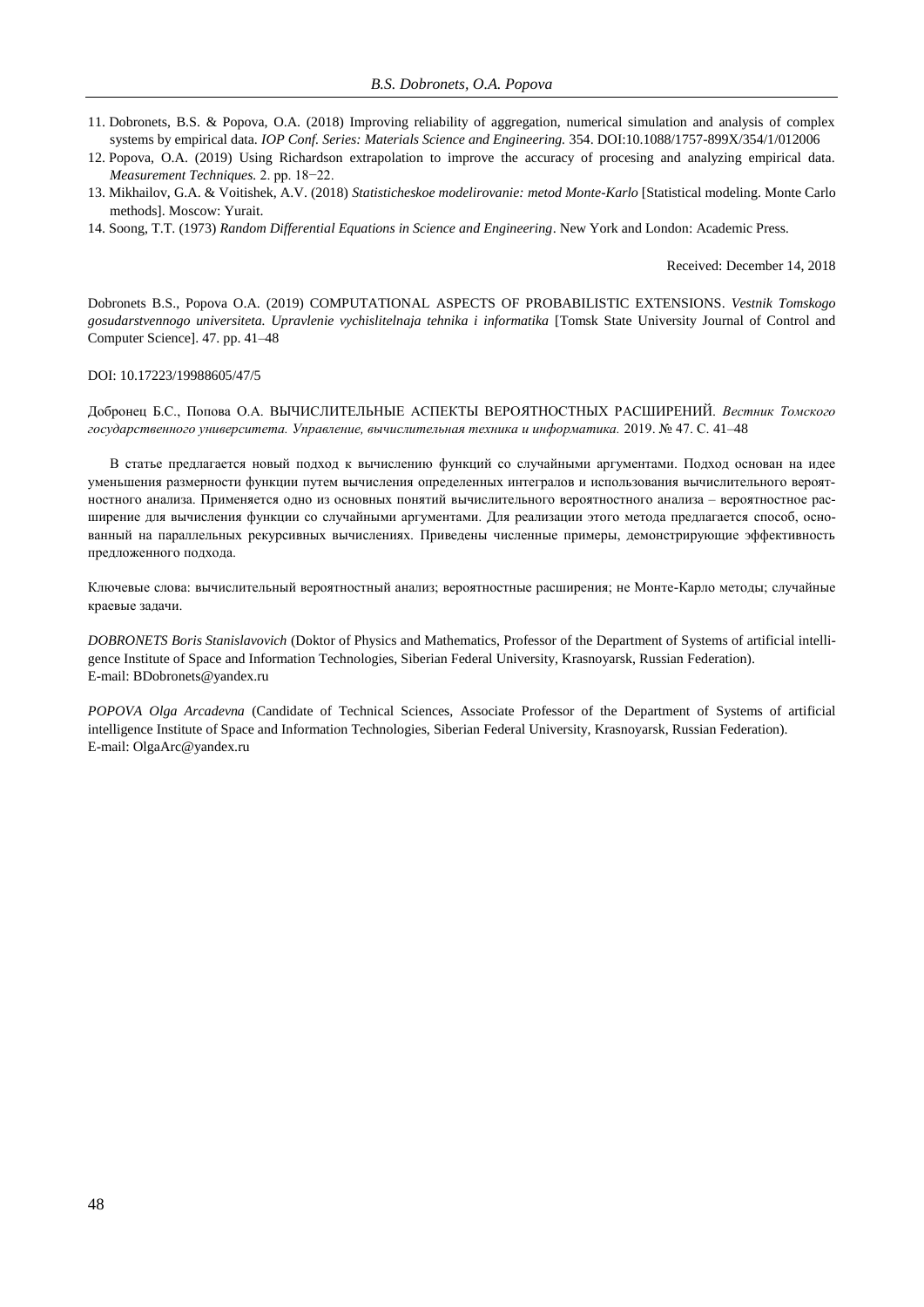11. Dobronets, B.S. & Popova, O.A. (2018) Improving reliability of aggregation, numerical simulation and analysis of complex systems by empirical data. *IOP Conf. Series: Materials Science and Engineering.* 354. DOI:10.1088/1757-899X/354/1/012006
12. Popova, O.A. (2019) Using Richardson extrapolation to improve the accuracy of procesing and analyzing empirical data. *Measurement Techniques.* 2. pp. 18−22.
13. Mikhailov, G.A. & Voitishek, A.V. (2018) *Statisticheskoe modelirovanie: metod Monte-Karlo* [Statistical modeling. Monte Carlo methods]. Moscow: Yurait.
14. Soong, T.T. (1973) *Random Differential Equations in Science and Engineering*. New York and London: Academic Press.

Received: December 14, 2018

Dobronets B.S., Popova O.A. (2019) COMPUTATIONAL ASPECTS OF PROBABILISTIC EXTENSIONS. *Vestnik Tomskogo gosudarstvennogo universiteta. Upravlenie vychislitelnaja tehnika i informatika* [Tomsk State University Journal of Control and Computer Science]. 47. pp. 41–48

DOI: 10.17223/19988605/47/5

Добронец Б.С., Попова О.А. ВЫЧИСЛИТЕЛЬНЫЕ АСПЕКТЫ ВЕРОЯТНОСТНЫХ РАСШИРЕНИЙ. *Вестник Томского государственного университета. Управление, вычислительная техника и информатика.* 2019. № 47. С. 41–48

В статье предлагается новый подход к вычислению функций со случайными аргументами. Подход основан на идее уменьшения размерности функции путем вычисления определенных интегралов и использования вычислительного вероятностного анализа. Применяется одно из основных понятий вычислительного вероятностного анализа – вероятностное расширение для вычисления функции со случайными аргументами. Для реализации этого метода предлагается способ, основанный на параллельных рекурсивных вычислениях. Приведены численные примеры, демонстрирующие эффективность предложенного подхода.

Ключевые слова: вычислительный вероятностный анализ; вероятностные расширения; не Монте-Карло методы; случайные краевые задачи.

*DOBRONETS Boris Stanislavovich* (Doktor of Physics and Mathematics, Professor of the Department of Systems of artificial intelligence Institute of Space and Information Technologies, Siberian Federal University, Krasnoyarsk, Russian Federation).
E-mail: BDobronets@yandex.ru

*POPOVA Olga Arcadevna* (Candidate of Technical Sciences, Associate Professor of the Department of Systems of artificial intelligence Institute of Space and Information Technologies, Siberian Federal University, Krasnoyarsk, Russian Federation).
E-mail: OlgaArc@yandex.ru